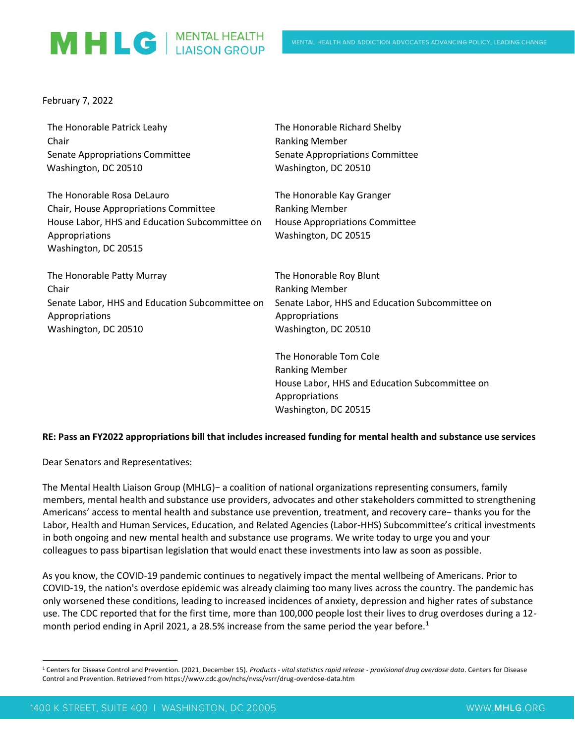February 7, 2022

The Honorable Patrick Leahy
Chair
Senate Appropriations Committee
Washington, DC 20510

The Honorable Richard Shelby
Ranking Member
Senate Appropriations Committee
Washington, DC 20510

The Honorable Rosa DeLauro
Chair, House Appropriations Committee
House Labor, HHS and Education Subcommittee on Appropriations
Washington, DC 20515

The Honorable Kay Granger
Ranking Member
House Appropriations Committee
Washington, DC 20515

The Honorable Patty Murray
Chair
Senate Labor, HHS and Education Subcommittee on Appropriations
Washington, DC 20510

The Honorable Roy Blunt
Ranking Member
Senate Labor, HHS and Education Subcommittee on Appropriations
Washington, DC 20510

The Honorable Tom Cole
Ranking Member
House Labor, HHS and Education Subcommittee on Appropriations
Washington, DC 20515

**RE: Pass an FY2022 appropriations bill that includes increased funding for mental health and substance use services**

Dear Senators and Representatives:

The Mental Health Liaison Group (MHLG)− a coalition of national organizations representing consumers, family members, mental health and substance use providers, advocates and other stakeholders committed to strengthening Americans' access to mental health and substance use prevention, treatment, and recovery care− thanks you for the Labor, Health and Human Services, Education, and Related Agencies (Labor-HHS) Subcommittee's critical investments in both ongoing and new mental health and substance use programs. We write today to urge you and your colleagues to pass bipartisan legislation that would enact these investments into law as soon as possible.

As you know, the COVID-19 pandemic continues to negatively impact the mental wellbeing of Americans. Prior to COVID-19, the nation's overdose epidemic was already claiming too many lives across the country. The pandemic has only worsened these conditions, leading to increased incidences of anxiety, depression and higher rates of substance use. The CDC reported that for the first time, more than 100,000 people lost their lives to drug overdoses during a 12-month period ending in April 2021, a 28.5% increase from the same period the year before.[1]

[1] Centers for Disease Control and Prevention. (2021, December 15). *Products - vital statistics rapid release - provisional drug overdose data*. Centers for Disease Control and Prevention. Retrieved from https://www.cdc.gov/nchs/nvss/vsrr/drug-overdose-data.htm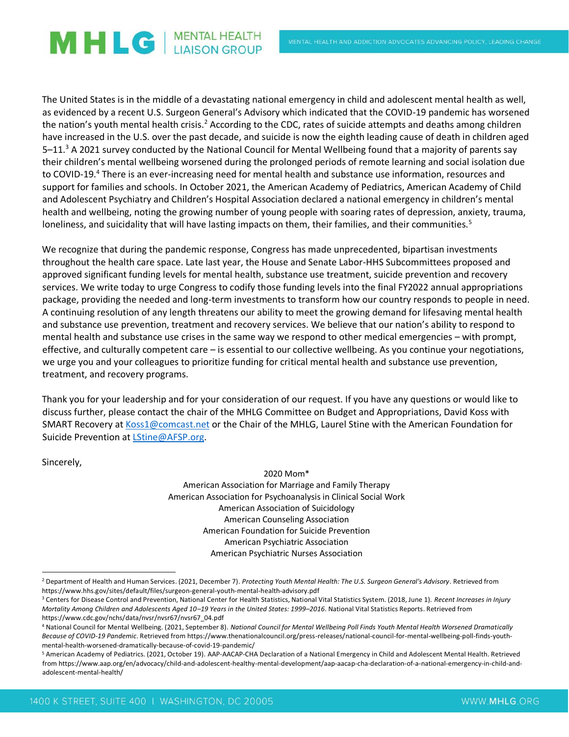The United States is in the middle of a devastating national emergency in child and adolescent mental health as well, as evidenced by a recent U.S. Surgeon General's Advisory which indicated that the COVID-19 pandemic has worsened the nation's youth mental health crisis.[2] According to the CDC, rates of suicide attempts and deaths among children have increased in the U.S. over the past decade, and suicide is now the eighth leading cause of death in children aged 5–11.[3] A 2021 survey conducted by the National Council for Mental Wellbeing found that a majority of parents say their children's mental wellbeing worsened during the prolonged periods of remote learning and social isolation due to COVID-19.[4] There is an ever-increasing need for mental health and substance use information, resources and support for families and schools. In October 2021, the American Academy of Pediatrics, American Academy of Child and Adolescent Psychiatry and Children's Hospital Association declared a national emergency in children's mental health and wellbeing, noting the growing number of young people with soaring rates of depression, anxiety, trauma, loneliness, and suicidality that will have lasting impacts on them, their families, and their communities.[5]

We recognize that during the pandemic response, Congress has made unprecedented, bipartisan investments throughout the health care space. Late last year, the House and Senate Labor-HHS Subcommittees proposed and approved significant funding levels for mental health, substance use treatment, suicide prevention and recovery services. We write today to urge Congress to codify those funding levels into the final FY2022 annual appropriations package, providing the needed and long-term investments to transform how our country responds to people in need. A continuing resolution of any length threatens our ability to meet the growing demand for lifesaving mental health and substance use prevention, treatment and recovery services. We believe that our nation's ability to respond to mental health and substance use crises in the same way we respond to other medical emergencies – with prompt, effective, and culturally competent care – is essential to our collective wellbeing. As you continue your negotiations, we urge you and your colleagues to prioritize funding for critical mental health and substance use prevention, treatment, and recovery programs.

Thank you for your leadership and for your consideration of our request. If you have any questions or would like to discuss further, please contact the chair of the MHLG Committee on Budget and Appropriations, David Koss with SMART Recovery at Koss1@comcast.net or the Chair of the MHLG, Laurel Stine with the American Foundation for Suicide Prevention at LStine@AFSP.org.

Sincerely,

2020 Mom*
American Association for Marriage and Family Therapy
American Association for Psychoanalysis in Clinical Social Work
American Association of Suicidology
American Counseling Association
American Foundation for Suicide Prevention
American Psychiatric Association
American Psychiatric Nurses Association

---

[2] Department of Health and Human Services. (2021, December 7). *Protecting Youth Mental Health: The U.S. Surgeon General's Advisory*. Retrieved from https://www.hhs.gov/sites/default/files/surgeon-general-youth-mental-health-advisory.pdf

[3] Centers for Disease Control and Prevention, National Center for Health Statistics, National Vital Statistics System. (2018, June 1). *Recent Increases in Injury Mortality Among Children and Adolescents Aged 10–19 Years in the United States: 1999–2016*. National Vital Statistics Reports. Retrieved from https://www.cdc.gov/nchs/data/nvsr/nvsr67/nvsr67_04.pdf

[4] National Council for Mental Wellbeing. (2021, September 8). *National Council for Mental Wellbeing Poll Finds Youth Mental Health Worsened Dramatically Because of COVID-19 Pandemic*. Retrieved from https://www.thenationalcouncil.org/press-releases/national-council-for-mental-wellbeing-poll-finds-youth-mental-health-worsened-dramatically-because-of-covid-19-pandemic/

[5] American Academy of Pediatrics. (2021, October 19). AAP-AACAP-CHA Declaration of a National Emergency in Child and Adolescent Mental Health. Retrieved from https://www.aap.org/en/advocacy/child-and-adolescent-healthy-mental-development/aap-aacap-cha-declaration-of-a-national-emergency-in-child-and-adolescent-mental-health/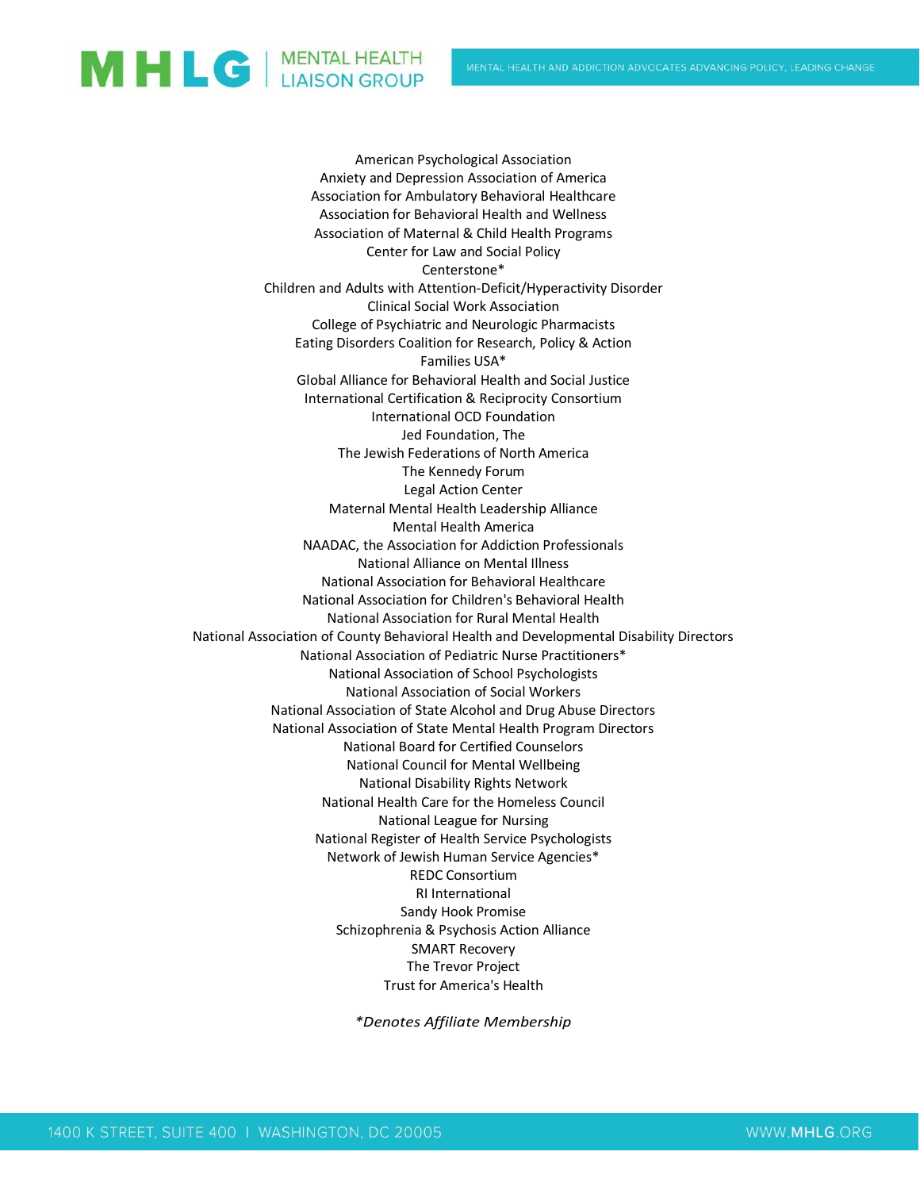American Psychological Association
Anxiety and Depression Association of America
Association for Ambulatory Behavioral Healthcare
Association for Behavioral Health and Wellness
Association of Maternal & Child Health Programs
Center for Law and Social Policy
Centerstone*
Children and Adults with Attention-Deficit/Hyperactivity Disorder
Clinical Social Work Association
College of Psychiatric and Neurologic Pharmacists
Eating Disorders Coalition for Research, Policy & Action
Families USA*
Global Alliance for Behavioral Health and Social Justice
International Certification & Reciprocity Consortium
International OCD Foundation
Jed Foundation, The
The Jewish Federations of North America
The Kennedy Forum
Legal Action Center
Maternal Mental Health Leadership Alliance
Mental Health America
NAADAC, the Association for Addiction Professionals
National Alliance on Mental Illness
National Association for Behavioral Healthcare
National Association for Children's Behavioral Health
National Association for Rural Mental Health
National Association of County Behavioral Health and Developmental Disability Directors
National Association of Pediatric Nurse Practitioners*
National Association of School Psychologists
National Association of Social Workers
National Association of State Alcohol and Drug Abuse Directors
National Association of State Mental Health Program Directors
National Board for Certified Counselors
National Council for Mental Wellbeing
National Disability Rights Network
National Health Care for the Homeless Council
National League for Nursing
National Register of Health Service Psychologists
Network of Jewish Human Service Agencies*
REDC Consortium
RI International
Sandy Hook Promise
Schizophrenia & Psychosis Action Alliance
SMART Recovery
The Trevor Project
Trust for America's Health

*\*Denotes Affiliate Membership*